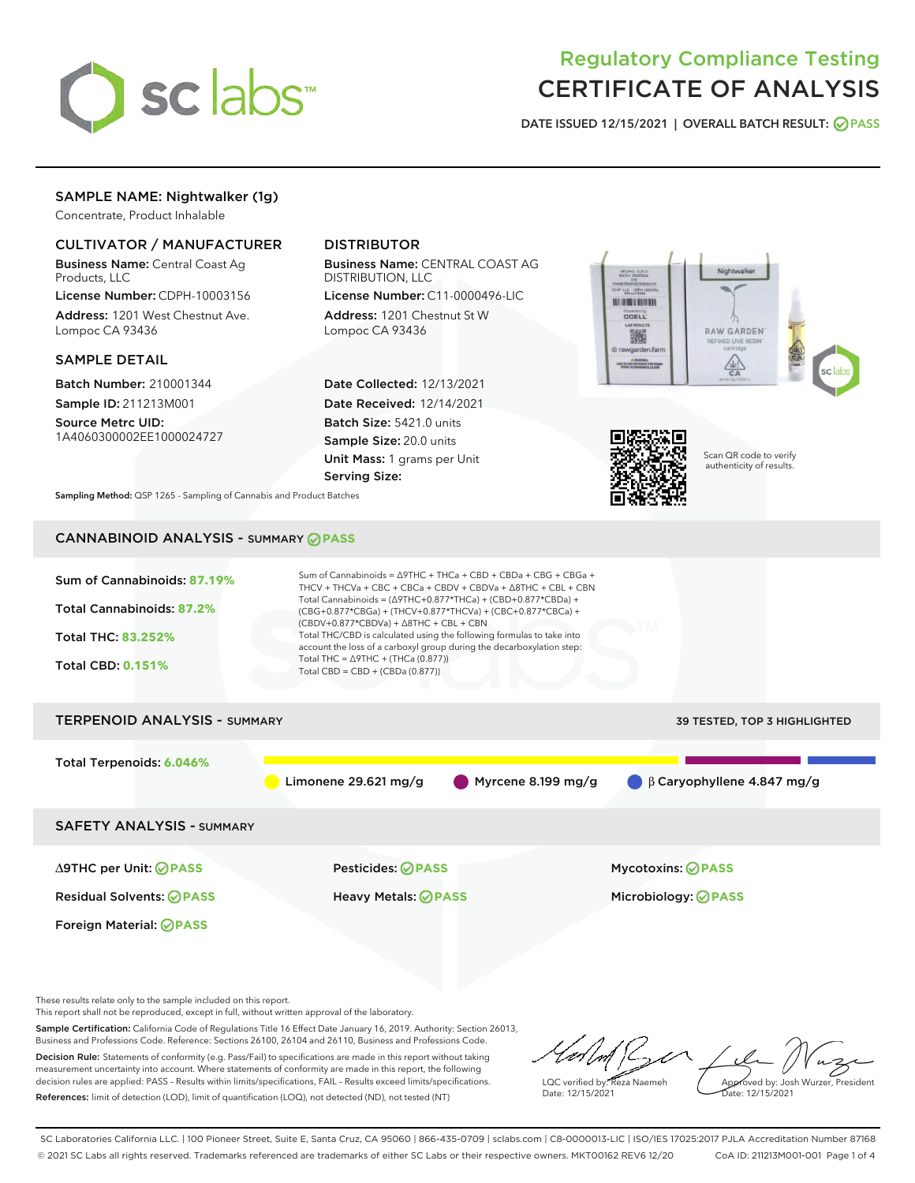# Regulatory Compliance Testing
# CERTIFICATE OF ANALYSIS

DATE ISSUED 12/15/2021 | OVERALL BATCH RESULT: PASS

## SAMPLE NAME: Nightwalker (1g)

Concentrate, Product Inhalable

### CULTIVATOR / MANUFACTURER

**Business Name:** Central Coast Ag Products, LLC

**License Number:** CDPH-10003156

**Address:** 1201 West Chestnut Ave. Lompoc CA 93436

### DISTRIBUTOR

**Business Name:** CENTRAL COAST AG DISTRIBUTION, LLC

**License Number:** C11-0000496-LIC

**Address:** 1201 Chestnut St W Lompoc CA 93436

### SAMPLE DETAIL

**Batch Number:** 210001344

**Sample ID:** 211213M001

**Source Metrc UID:** 1A4060300002EE1000024727

**Date Collected:** 12/13/2021

**Date Received:** 12/14/2021

**Batch Size:** 5421.0 units

**Sample Size:** 20.0 units

**Unit Mass:** 1 grams per Unit

**Serving Size:**

Scan QR code to verify authenticity of results.

**Sampling Method:** QSP 1265 - Sampling of Cannabis and Product Batches

## CANNABINOID ANALYSIS - SUMMARY PASS

Sum of Cannabinoids: **87.19%**

Total Cannabinoids: **87.2%**

Total THC: **83.252%**

Total CBD: **0.151%**

Sum of Cannabinoids = Δ9THC + THCa + CBD + CBDa + CBG + CBGa + THCV + THCVa + CBC + CBCa + CBDV + CBDVa + Δ8THC + CBL + CBN

Total Cannabinoids = (Δ9THC+0.877*THCa) + (CBD+0.877*CBDa) + (CBG+0.877*CBGa) + (THCV+0.877*THCVa) + (CBC+0.877*CBCa) + (CBDV+0.877*CBDVa) + Δ8THC + CBL + CBN

Total THC/CBD is calculated using the following formulas to take into account the loss of a carboxyl group during the decarboxylation step:

Total THC = Δ9THC + (THCa (0.877))

Total CBD = CBD + (CBDa (0.877))

## TERPENOID ANALYSIS - SUMMARY

39 TESTED, TOP 3 HIGHLIGHTED

Total Terpenoids: **6.046%**

Limonene 29.621 mg/g | Myrcene 8.199 mg/g | β Caryophyllene 4.847 mg/g

## SAFETY ANALYSIS - SUMMARY

| | | |
|---|---|---|
| Δ9THC per Unit: PASS | Pesticides: PASS | Mycotoxins: PASS |
| Residual Solvents: PASS | Heavy Metals: PASS | Microbiology: PASS |
| Foreign Material: PASS | | |

These results relate only to the sample included on this report.

This report shall not be reproduced, except in full, without written approval of the laboratory.

**Sample Certification:** California Code of Regulations Title 16 Effect Date January 16, 2019. Authority: Section 26013, Business and Professions Code. Reference: Sections 26100, 26104 and 26110, Business and Professions Code.

**Decision Rule:** Statements of conformity (e.g. Pass/Fail) to specifications are made in this report without taking measurement uncertainty into account. Where statements of conformity are made in this report, the following decision rules are applied: PASS – Results within limits/specifications, FAIL – Results exceed limits/specifications.

**References:** limit of detection (LOD), limit of quantification (LOQ), not detected (ND), not tested (NT)

LQC verified by: Reza Naemeh
Date: 12/15/2021

Approved by: Josh Wurzer, President
Date: 12/15/2021

SC Laboratories California LLC. | 100 Pioneer Street, Suite E, Santa Cruz, CA 95060 | 866-435-0709 | sclabs.com | C8-0000013-LIC | ISO/IES 17025:2017 PJLA Accreditation Number 87168

© 2021 SC Labs all rights reserved. Trademarks referenced are trademarks of either SC Labs or their respective owners. MKT00162 REV6 12/20 CoA ID: 211213M001-001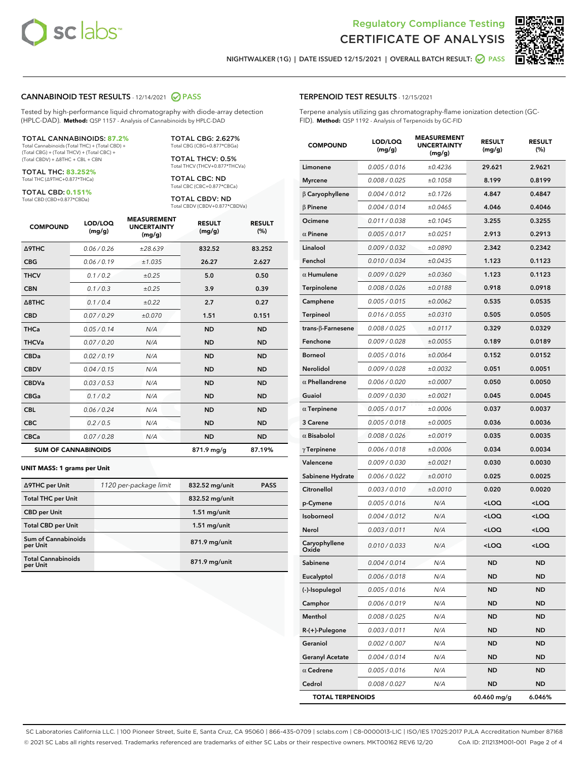Regulatory Compliance Testing
# CERTIFICATE OF ANALYSIS

NIGHTWALKER (1G) | DATE ISSUED 12/15/2021 | OVERALL BATCH RESULT: PASS

## CANNABINOID TEST RESULTS - 12/14/2021 PASS

Tested by high-performance liquid chromatography with diode-array detection (HPLC-DAD). **Method:** QSP 1157 - Analysis of Cannabinoids by HPLC-DAD

**TOTAL CANNABINOIDS: 87.2%**
Total Cannabinoids (Total THC) + (Total CBD) + (Total CBG) + (Total THCV) + (Total CBC) + (Total CBDV) + Δ8THC + CBL + CBN

**TOTAL THC: 83.252%**
Total THC (Δ9THC+0.877*THCa)

**TOTAL CBD: 0.151%**
Total CBD (CBD+0.877*CBDa)

**TOTAL CBG: 2.627%**
Total CBG (CBG+0.877*CBGa)

**TOTAL THCV: 0.5%**
Total THCV (THCV+0.877*THCVa)

**TOTAL CBC: ND**
Total CBC (CBC+0.877*CBCa)

**TOTAL CBDV: ND**
Total CBDV (CBDV+0.877*CBDVa)

| COMPOUND | LOD/LOQ (mg/g) | MEASUREMENT UNCERTAINTY (mg/g) | RESULT (mg/g) | RESULT (%) |
|---|---|---|---|---|
| Δ9THC | 0.06 / 0.26 | ±28.639 | 832.52 | 83.252 |
| CBG | 0.06 / 0.19 | ±1.035 | 26.27 | 2.627 |
| THCV | 0.1 / 0.2 | ±0.25 | 5.0 | 0.50 |
| CBN | 0.1 / 0.3 | ±0.25 | 3.9 | 0.39 |
| Δ8THC | 0.1 / 0.4 | ±0.22 | 2.7 | 0.27 |
| CBD | 0.07 / 0.29 | ±0.070 | 1.51 | 0.151 |
| THCa | 0.05 / 0.14 | N/A | ND | ND |
| THCVa | 0.07 / 0.20 | N/A | ND | ND |
| CBDa | 0.02 / 0.19 | N/A | ND | ND |
| CBDV | 0.04 / 0.15 | N/A | ND | ND |
| CBDVa | 0.03 / 0.53 | N/A | ND | ND |
| CBGa | 0.1 / 0.2 | N/A | ND | ND |
| CBL | 0.06 / 0.24 | N/A | ND | ND |
| CBC | 0.2 / 0.5 | N/A | ND | ND |
| CBCa | 0.07 / 0.28 | N/A | ND | ND |
| **SUM OF CANNABINOIDS** | | | 871.9 mg/g | 87.19% |

**UNIT MASS: 1 grams per Unit**

| | | | |
|---|---|---|---|
| Δ9THC per Unit | 1120 per-package limit | 832.52 mg/unit | PASS |
| Total THC per Unit | | 832.52 mg/unit | |
| CBD per Unit | | 1.51 mg/unit | |
| Total CBD per Unit | | 1.51 mg/unit | |
| Sum of Cannabinoids per Unit | | 871.9 mg/unit | |
| Total Cannabinoids per Unit | | 871.9 mg/unit | |

## TERPENOID TEST RESULTS - 12/15/2021

Terpene analysis utilizing gas chromatography-flame ionization detection (GC-FID). **Method:** QSP 1192 - Analysis of Terpenoids by GC-FID

| COMPOUND | LOD/LOQ (mg/g) | MEASUREMENT UNCERTAINTY (mg/g) | RESULT (mg/g) | RESULT (%) |
|---|---|---|---|---|
| Limonene | 0.005 / 0.016 | ±0.4236 | 29.621 | 2.9621 |
| Myrcene | 0.008 / 0.025 | ±0.1058 | 8.199 | 0.8199 |
| β Caryophyllene | 0.004 / 0.012 | ±0.1726 | 4.847 | 0.4847 |
| β Pinene | 0.004 / 0.014 | ±0.0465 | 4.046 | 0.4046 |
| Ocimene | 0.011 / 0.038 | ±0.1045 | 3.255 | 0.3255 |
| α Pinene | 0.005 / 0.017 | ±0.0251 | 2.913 | 0.2913 |
| Linalool | 0.009 / 0.032 | ±0.0890 | 2.342 | 0.2342 |
| Fenchol | 0.010 / 0.034 | ±0.0435 | 1.123 | 0.1123 |
| α Humulene | 0.009 / 0.029 | ±0.0360 | 1.123 | 0.1123 |
| Terpinolene | 0.008 / 0.026 | ±0.0188 | 0.918 | 0.0918 |
| Camphene | 0.005 / 0.015 | ±0.0062 | 0.535 | 0.0535 |
| Terpineol | 0.016 / 0.055 | ±0.0310 | 0.505 | 0.0505 |
| trans-β-Farnesene | 0.008 / 0.025 | ±0.0117 | 0.329 | 0.0329 |
| Fenchone | 0.009 / 0.028 | ±0.0055 | 0.189 | 0.0189 |
| Borneol | 0.005 / 0.016 | ±0.0064 | 0.152 | 0.0152 |
| Nerolidol | 0.009 / 0.028 | ±0.0032 | 0.051 | 0.0051 |
| α Phellandrene | 0.006 / 0.020 | ±0.0007 | 0.050 | 0.0050 |
| Guaiol | 0.009 / 0.030 | ±0.0021 | 0.045 | 0.0045 |
| α Terpinene | 0.005 / 0.017 | ±0.0006 | 0.037 | 0.0037 |
| 3 Carene | 0.005 / 0.018 | ±0.0005 | 0.036 | 0.0036 |
| α Bisabolol | 0.008 / 0.026 | ±0.0019 | 0.035 | 0.0035 |
| γ Terpinene | 0.006 / 0.018 | ±0.0006 | 0.034 | 0.0034 |
| Valencene | 0.009 / 0.030 | ±0.0021 | 0.030 | 0.0030 |
| Sabinene Hydrate | 0.006 / 0.022 | ±0.0010 | 0.025 | 0.0025 |
| Citronellol | 0.003 / 0.010 | ±0.0010 | 0.020 | 0.0020 |
| p-Cymene | 0.005 / 0.016 | N/A | <LOQ | <LOQ |
| Isoborneol | 0.004 / 0.012 | N/A | <LOQ | <LOQ |
| Nerol | 0.003 / 0.011 | N/A | <LOQ | <LOQ |
| Caryophyllene Oxide | 0.010 / 0.033 | N/A | <LOQ | <LOQ |
| Sabinene | 0.004 / 0.014 | N/A | ND | ND |
| Eucalyptol | 0.006 / 0.018 | N/A | ND | ND |
| (-)-Isopulegol | 0.005 / 0.016 | N/A | ND | ND |
| Camphor | 0.006 / 0.019 | N/A | ND | ND |
| Menthol | 0.008 / 0.025 | N/A | ND | ND |
| R-(+)-Pulegone | 0.003 / 0.011 | N/A | ND | ND |
| Geraniol | 0.002 / 0.007 | N/A | ND | ND |
| Geranyl Acetate | 0.004 / 0.014 | N/A | ND | ND |
| α Cedrene | 0.005 / 0.016 | N/A | ND | ND |
| Cedrol | 0.008 / 0.027 | N/A | ND | ND |
| **TOTAL TERPENOIDS** | | | 60.460 mg/g | 6.046% |

SC Laboratories California LLC. | 100 Pioneer Street, Suite E, Santa Cruz, CA 95060 | 866-435-0709 | sclabs.com | C8-0000013-LIC | ISO/IES 17025:2017 PJLA Accreditation Number 87168
© 2021 SC Labs all rights reserved. Trademarks referenced are trademarks of either SC Labs or their respective owners. MKT00162 REV6 12/20 CoA ID: 211213M001-001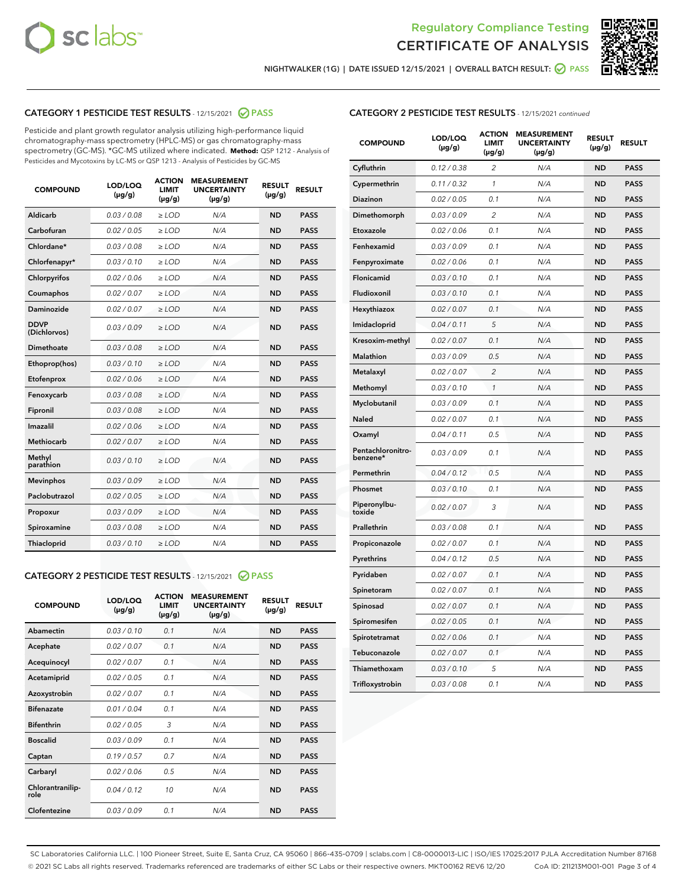Regulatory Compliance Testing
# CERTIFICATE OF ANALYSIS

NIGHTWALKER (1G) | DATE ISSUED 12/15/2021 | OVERALL BATCH RESULT: PASS

## CATEGORY 1 PESTICIDE TEST RESULTS - 12/15/2021 PASS

Pesticide and plant growth regulator analysis utilizing high-performance liquid chromatography-mass spectrometry (HPLC-MS) or gas chromatography-mass spectrometry (GC-MS). *GC-MS utilized where indicated. **Method:** QSP 1212 - Analysis of Pesticides and Mycotoxins by LC-MS or QSP 1213 - Analysis of Pesticides by GC-MS

| COMPOUND | LOD/LOQ (µg/g) | ACTION LIMIT (µg/g) | MEASUREMENT UNCERTAINTY (µg/g) | RESULT (µg/g) | RESULT |
|---|---|---|---|---|---|
| Aldicarb | 0.03 / 0.08 | ≥ LOD | N/A | ND | PASS |
| Carbofuran | 0.02 / 0.05 | ≥ LOD | N/A | ND | PASS |
| Chlordane* | 0.03 / 0.08 | ≥ LOD | N/A | ND | PASS |
| Chlorfenapyr* | 0.03 / 0.10 | ≥ LOD | N/A | ND | PASS |
| Chlorpyrifos | 0.02 / 0.06 | ≥ LOD | N/A | ND | PASS |
| Coumaphos | 0.02 / 0.07 | ≥ LOD | N/A | ND | PASS |
| Daminozide | 0.02 / 0.07 | ≥ LOD | N/A | ND | PASS |
| DDVP (Dichlorvos) | 0.03 / 0.09 | ≥ LOD | N/A | ND | PASS |
| Dimethoate | 0.03 / 0.08 | ≥ LOD | N/A | ND | PASS |
| Ethoprop(hos) | 0.03 / 0.10 | ≥ LOD | N/A | ND | PASS |
| Etofenprox | 0.02 / 0.06 | ≥ LOD | N/A | ND | PASS |
| Fenoxycarb | 0.03 / 0.08 | ≥ LOD | N/A | ND | PASS |
| Fipronil | 0.03 / 0.08 | ≥ LOD | N/A | ND | PASS |
| Imazalil | 0.02 / 0.06 | ≥ LOD | N/A | ND | PASS |
| Methiocarb | 0.02 / 0.07 | ≥ LOD | N/A | ND | PASS |
| Methyl parathion | 0.03 / 0.10 | ≥ LOD | N/A | ND | PASS |
| Mevinphos | 0.03 / 0.09 | ≥ LOD | N/A | ND | PASS |
| Paclobutrazol | 0.02 / 0.05 | ≥ LOD | N/A | ND | PASS |
| Propoxur | 0.03 / 0.09 | ≥ LOD | N/A | ND | PASS |
| Spiroxamine | 0.03 / 0.08 | ≥ LOD | N/A | ND | PASS |
| Thiacloprid | 0.03 / 0.10 | ≥ LOD | N/A | ND | PASS |

## CATEGORY 2 PESTICIDE TEST RESULTS - 12/15/2021 PASS

| COMPOUND | LOD/LOQ (µg/g) | ACTION LIMIT (µg/g) | MEASUREMENT UNCERTAINTY (µg/g) | RESULT (µg/g) | RESULT |
|---|---|---|---|---|---|
| Abamectin | 0.03 / 0.10 | 0.1 | N/A | ND | PASS |
| Acephate | 0.02 / 0.07 | 0.1 | N/A | ND | PASS |
| Acequinocyl | 0.02 / 0.07 | 0.1 | N/A | ND | PASS |
| Acetamiprid | 0.02 / 0.05 | 0.1 | N/A | ND | PASS |
| Azoxystrobin | 0.02 / 0.07 | 0.1 | N/A | ND | PASS |
| Bifenazate | 0.01 / 0.04 | 0.1 | N/A | ND | PASS |
| Bifenthrin | 0.02 / 0.05 | 3 | N/A | ND | PASS |
| Boscalid | 0.03 / 0.09 | 0.1 | N/A | ND | PASS |
| Captan | 0.19 / 0.57 | 0.7 | N/A | ND | PASS |
| Carbaryl | 0.02 / 0.06 | 0.5 | N/A | ND | PASS |
| Chlorantraniliprole | 0.04 / 0.12 | 10 | N/A | ND | PASS |
| Clofentezine | 0.03 / 0.09 | 0.1 | N/A | ND | PASS |
| Cyfluthrin | 0.12 / 0.38 | 2 | N/A | ND | PASS |
| Cypermethrin | 0.11 / 0.32 | 1 | N/A | ND | PASS |
| Diazinon | 0.02 / 0.05 | 0.1 | N/A | ND | PASS |
| Dimethomorph | 0.03 / 0.09 | 2 | N/A | ND | PASS |
| Etoxazole | 0.02 / 0.06 | 0.1 | N/A | ND | PASS |
| Fenhexamid | 0.03 / 0.09 | 0.1 | N/A | ND | PASS |
| Fenpyroximate | 0.02 / 0.06 | 0.1 | N/A | ND | PASS |
| Flonicamid | 0.03 / 0.10 | 0.1 | N/A | ND | PASS |
| Fludioxonil | 0.03 / 0.10 | 0.1 | N/A | ND | PASS |
| Hexythiazox | 0.02 / 0.07 | 0.1 | N/A | ND | PASS |
| Imidacloprid | 0.04 / 0.11 | 5 | N/A | ND | PASS |
| Kresoxim-methyl | 0.02 / 0.07 | 0.1 | N/A | ND | PASS |
| Malathion | 0.03 / 0.09 | 0.5 | N/A | ND | PASS |
| Metalaxyl | 0.02 / 0.07 | 2 | N/A | ND | PASS |
| Methomyl | 0.03 / 0.10 | 1 | N/A | ND | PASS |
| Myclobutanil | 0.03 / 0.09 | 0.1 | N/A | ND | PASS |
| Naled | 0.02 / 0.07 | 0.1 | N/A | ND | PASS |
| Oxamyl | 0.04 / 0.11 | 0.5 | N/A | ND | PASS |
| Pentachloronitrobenzene* | 0.03 / 0.09 | 0.1 | N/A | ND | PASS |
| Permethrin | 0.04 / 0.12 | 0.5 | N/A | ND | PASS |
| Phosmet | 0.03 / 0.10 | 0.1 | N/A | ND | PASS |
| Piperonylbutoxide | 0.02 / 0.07 | 3 | N/A | ND | PASS |
| Prallethrin | 0.03 / 0.08 | 0.1 | N/A | ND | PASS |
| Propiconazole | 0.02 / 0.07 | 0.1 | N/A | ND | PASS |
| Pyrethrins | 0.04 / 0.12 | 0.5 | N/A | ND | PASS |
| Pyridaben | 0.02 / 0.07 | 0.1 | N/A | ND | PASS |
| Spinetoram | 0.02 / 0.07 | 0.1 | N/A | ND | PASS |
| Spinosad | 0.02 / 0.07 | 0.1 | N/A | ND | PASS |
| Spiromesifen | 0.02 / 0.05 | 0.1 | N/A | ND | PASS |
| Spirotetramat | 0.02 / 0.06 | 0.1 | N/A | ND | PASS |
| Tebuconazole | 0.02 / 0.07 | 0.1 | N/A | ND | PASS |
| Thiamethoxam | 0.03 / 0.10 | 5 | N/A | ND | PASS |
| Trifloxystrobin | 0.03 / 0.08 | 0.1 | N/A | ND | PASS |

SC Laboratories California LLC. | 100 Pioneer Street, Suite E, Santa Cruz, CA 95060 | 866-435-0709 | sclabs.com | C8-0000013-LIC | ISO/IES 17025:2017 PJLA Accreditation Number 87168
© 2021 SC Labs all rights reserved. Trademarks referenced are trademarks of either SC Labs or their respective owners. MKT00162 REV6 12/20 CoA ID: 211213M001-001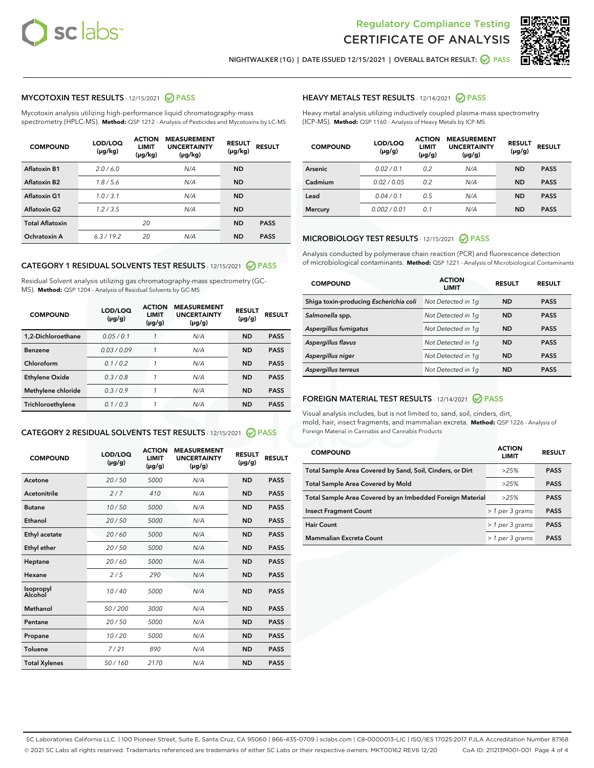# Regulatory Compliance Testing

# CERTIFICATE OF ANALYSIS

NIGHTWALKER (1G) | DATE ISSUED 12/15/2021 | OVERALL BATCH RESULT: PASS

## MYCOTOXIN TEST RESULTS - 12/15/2021 PASS

Mycotoxin analysis utilizing high-performance liquid chromatography-mass spectrometry (HPLC-MS). **Method:** QSP 1212 - Analysis of Pesticides and Mycotoxins by LC-MS

| COMPOUND | LOD/LOQ (µg/kg) | ACTION LIMIT (µg/kg) | MEASUREMENT UNCERTAINTY (µg/kg) | RESULT (µg/kg) | RESULT |
|---|---|---|---|---|---|
| Aflatoxin B1 | 2.0 / 6.0 | | N/A | ND | |
| Aflatoxin B2 | 1.8 / 5.6 | | N/A | ND | |
| Aflatoxin G1 | 1.0 / 3.1 | | N/A | ND | |
| Aflatoxin G2 | 1.2 / 3.5 | | N/A | ND | |
| Total Aflatoxin | | 20 | | ND | PASS |
| Ochratoxin A | 6.3 / 19.2 | 20 | N/A | ND | PASS |

## CATEGORY 1 RESIDUAL SOLVENTS TEST RESULTS - 12/15/2021 PASS

Residual Solvent analysis utilizing gas chromatography-mass spectrometry (GC-MS). **Method:** QSP 1204 - Analysis of Residual Solvents by GC-MS

| COMPOUND | LOD/LOQ (µg/g) | ACTION LIMIT (µg/g) | MEASUREMENT UNCERTAINTY (µg/g) | RESULT (µg/g) | RESULT |
|---|---|---|---|---|---|
| 1,2-Dichloroethane | 0.05 / 0.1 | 1 | N/A | ND | PASS |
| Benzene | 0.03 / 0.09 | 1 | N/A | ND | PASS |
| Chloroform | 0.1 / 0.2 | 1 | N/A | ND | PASS |
| Ethylene Oxide | 0.3 / 0.8 | 1 | N/A | ND | PASS |
| Methylene chloride | 0.3 / 0.9 | 1 | N/A | ND | PASS |
| Trichloroethylene | 0.1 / 0.3 | 1 | N/A | ND | PASS |

## CATEGORY 2 RESIDUAL SOLVENTS TEST RESULTS - 12/15/2021 PASS

| COMPOUND | LOD/LOQ (µg/g) | ACTION LIMIT (µg/g) | MEASUREMENT UNCERTAINTY (µg/g) | RESULT (µg/g) | RESULT |
|---|---|---|---|---|---|
| Acetone | 20 / 50 | 5000 | N/A | ND | PASS |
| Acetonitrile | 2 / 7 | 410 | N/A | ND | PASS |
| Butane | 10 / 50 | 5000 | N/A | ND | PASS |
| Ethanol | 20 / 50 | 5000 | N/A | ND | PASS |
| Ethyl acetate | 20 / 60 | 5000 | N/A | ND | PASS |
| Ethyl ether | 20 / 50 | 5000 | N/A | ND | PASS |
| Heptane | 20 / 60 | 5000 | N/A | ND | PASS |
| Hexane | 2 / 5 | 290 | N/A | ND | PASS |
| Isopropyl Alcohol | 10 / 40 | 5000 | N/A | ND | PASS |
| Methanol | 50 / 200 | 3000 | N/A | ND | PASS |
| Pentane | 20 / 50 | 5000 | N/A | ND | PASS |
| Propane | 10 / 20 | 5000 | N/A | ND | PASS |
| Toluene | 7 / 21 | 890 | N/A | ND | PASS |
| Total Xylenes | 50 / 160 | 2170 | N/A | ND | PASS |

## HEAVY METALS TEST RESULTS - 12/14/2021 PASS

Heavy metal analysis utilizing inductively coupled plasma-mass spectrometry (ICP-MS). **Method:** QSP 1160 - Analysis of Heavy Metals by ICP-MS

| COMPOUND | LOD/LOQ (µg/g) | ACTION LIMIT (µg/g) | MEASUREMENT UNCERTAINTY (µg/g) | RESULT (µg/g) | RESULT |
|---|---|---|---|---|---|
| Arsenic | 0.02 / 0.1 | 0.2 | N/A | ND | PASS |
| Cadmium | 0.02 / 0.05 | 0.2 | N/A | ND | PASS |
| Lead | 0.04 / 0.1 | 0.5 | N/A | ND | PASS |
| Mercury | 0.002 / 0.01 | 0.1 | N/A | ND | PASS |

## MICROBIOLOGY TEST RESULTS - 12/15/2021 PASS

Analysis conducted by polymerase chain reaction (PCR) and fluorescence detection of microbiological contaminants. **Method:** QSP 1221 - Analysis of Microbiological Contaminants

| COMPOUND | ACTION LIMIT | RESULT | RESULT |
|---|---|---|---|
| Shiga toxin-producing *Escherichia coli* | Not Detected in 1g | ND | PASS |
| *Salmonella* spp. | Not Detected in 1g | ND | PASS |
| *Aspergillus fumigatus* | Not Detected in 1g | ND | PASS |
| *Aspergillus flavus* | Not Detected in 1g | ND | PASS |
| *Aspergillus niger* | Not Detected in 1g | ND | PASS |
| *Aspergillus terreus* | Not Detected in 1g | ND | PASS |

## FOREIGN MATERIAL TEST RESULTS - 12/14/2021 PASS

Visual analysis includes, but is not limited to, sand, soil, cinders, dirt, mold, hair, insect fragments, and mammalian excreta. **Method:** QSP 1226 - Analysis of Foreign Material in Cannabis and Cannabis Products

| COMPOUND | ACTION LIMIT | RESULT |
|---|---|---|
| Total Sample Area Covered by Sand, Soil, Cinders, or Dirt | >25% | PASS |
| Total Sample Area Covered by Mold | >25% | PASS |
| Total Sample Area Covered by an Imbedded Foreign Material | >25% | PASS |
| Insect Fragment Count | > 1 per 3 grams | PASS |
| Hair Count | > 1 per 3 grams | PASS |
| Mammalian Excreta Count | > 1 per 3 grams | PASS |

SC Laboratories California LLC. | 100 Pioneer Street, Suite E, Santa Cruz, CA 95060 | 866-435-0709 | sclabs.com | C8-0000013-LIC | ISO/IES 17025:2017 PJLA Accreditation Number 87168
© 2021 SC Labs all rights reserved. Trademarks referenced are trademarks of either SC Labs or their respective owners. MKT00162 REV6 12/20 CoA ID: 211213M001-001